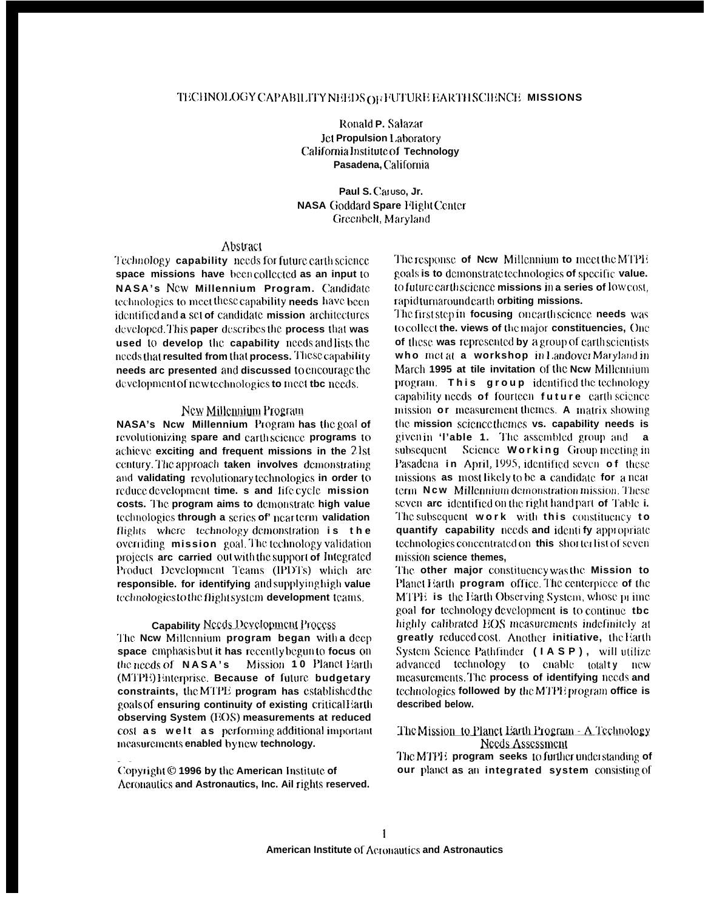# TECHNOLOGY CAPABILITY NEEDS OF FUTURE EARTH SCIENCE MISSIONS

Ronald P. Salazar
Jet Propulsion Laboratory
California Institute of Technology
Pasadena, California

Paul S. Caruso, Jr.
NASA Goddard Space Flight Center
Greenbelt, Maryland

## Abstract

Technology capability needs for future earth science space missions have been collected as an input to NASA's New Millennium Program. Candidate technologies to meet these capability needs have been identified and a set of candidate mission architectures developed. This paper describes the process that was used to develop the capability needs and lists the needs that resulted from that process. These capability needs are presented and discussed to encourage the development of new technologies to meet the needs.

## New Millennium Program

NASA's New Millennium Program has the goal of revolutionizing space and earth science programs to achieve exciting and frequent missions in the 21st century. The approach taken involves demonstrating and validating revolutionary technologies in order to reduce development times and life cycle mission costs. The program aims to demonstrate high value technologies through a series of near term validation flights where technology demonstration is the overriding mission goal. The technology validation projects are carried out with the support of Integrated Product Development Teams (IPDTs) which are responsible for identifying and supplying high value technologies to the flight system development teams.

## Capability Needs Development Process

The New Millennium program began with a deep space emphasis but it has recently begun to focus on the needs of NASA's Mission to Planet Earth (MTPE) Enterprise. Because of future budgetary constraints, the MTPE program has established the goals of ensuring continuity of existing critical Earth observing System (EOS) measurements at reduced cost as well as performing additional important measurements enabled by new technology.

The response of New Millennium to meet the MTPE goals is to demonstrate technologies of specific value to future earth science missions in a series of low cost, rapid turnaround earth orbiting missions.

The first step in focusing on earth science needs was to collect the views of the major constituencies. One of these was represented by a group of earth scientists who met at a workshop in Landover Maryland in March 1995 at the invitation of the New Millennium program. This group identified the technology capability needs of fourteen future earth science mission or measurement themes. A matrix showing the mission science themes vs. capability needs is given in Table 1. The assembled group and a subsequent Science Working Group meeting in Pasadena in April, 1995, identified seven of these missions as most likely to be a candidate for a near term New Millennium demonstration mission. These seven are identified on the right hand part of Table 1. The subsequent work with this constituency to quantify capability needs and identify appropriate technologies concentrated on this shorter list of seven mission science themes.

The other major constituency was the Mission to Planet Earth program office. The centerpiece of the MTPE is the Earth Observing System, whose prime goal for technology development is to continue the highly calibrated EOS measurements indefinitely at greatly reduced cost. Another initiative, the Earth System Science Pathfinder (ESSP), will utilize advanced technology to enable totally new measurements. The process of identifying needs and technologies followed by the MTPE program office is described below.

## The Mission to Planet Earth Program - A Technology Needs Assessment

The MTPE program seeks to further understanding of our planet as an integrated system consisting of

Copyright © 1996 by the American Institute of Aeronautics and Astronautics, Inc. All rights reserved.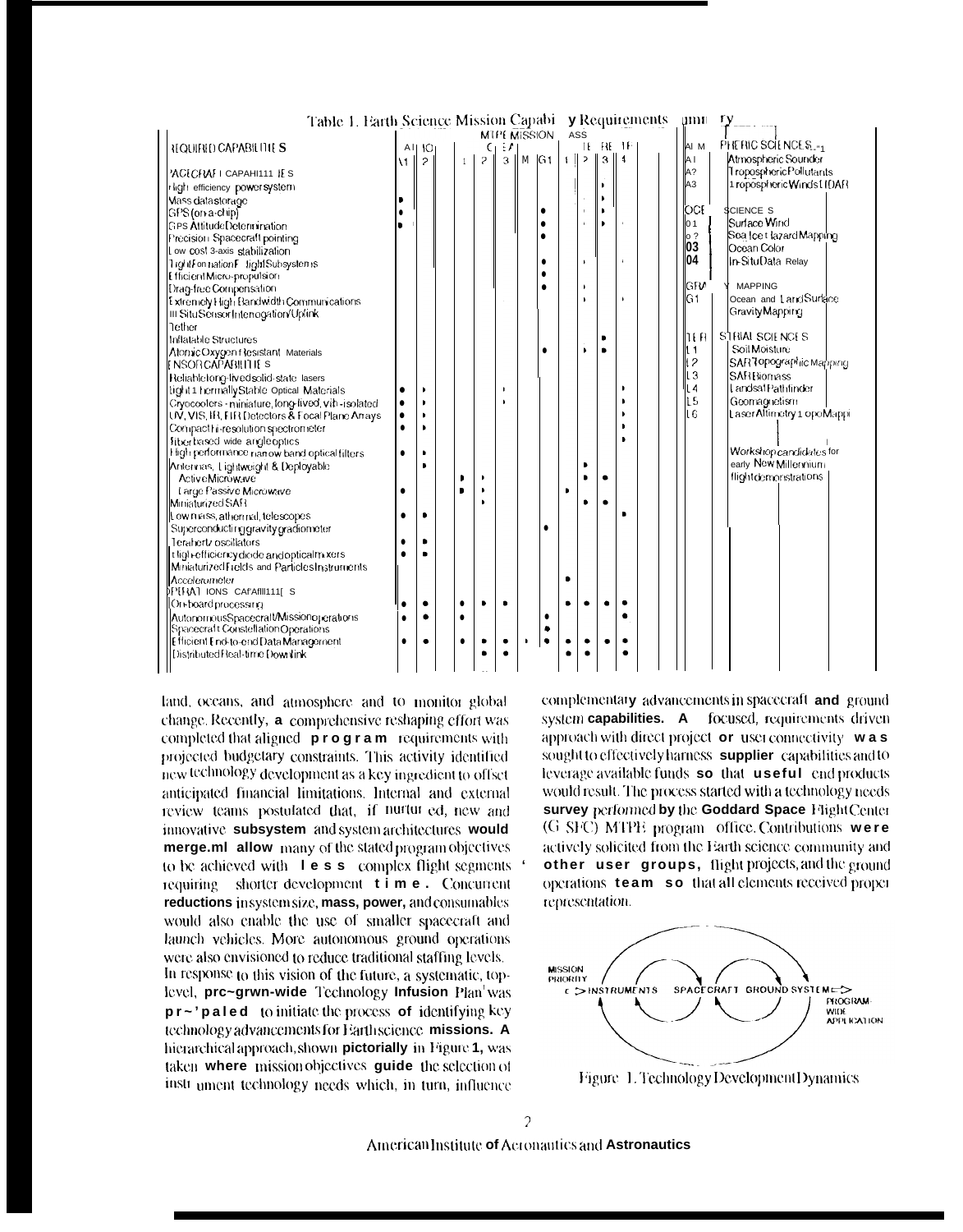Table 1. Earth Science Mission Capability Requirements Summary

| REQUIRED CAPABILITIES | ATMO A1 | ATMO A2 | OCEAN O1 | OCEAN O2 | OCEAN O3 | OCEAN O4 | G1 | TERREST L1 | L2 | L3 | L4 |
|---|---|---|---|---|---|---|---|---|---|---|---|
| **SPACECRAFT CAPABILITIES** | | | | | | | | | | | |
| High efficiency power system | | | | | | | | | | • | |
| Mass data storage | • | | | | | | | | | • | |
| GPS (on-a-chip) | • | | | | | | • | | | • | |
| GPS Attitude Determination | • | | | | | | • | | | • | |
| Precision Spacecraft pointing | | | | | | | • | | | | |
| Low cost 3-axis stabilization | | | | | | | | | | | |
| Tight Formation Flight Subsystems | | | | | | | • | | • | | |
| Efficient Micro-propulsion | | | | | | | • | | | | |
| Drag-free Compensation | | | | | | | • | | • | | |
| Extremely High Bandwidth Communications | | | | | | | | | • | | • |
| In Situ Sensor Interrogation/Uplink | | | | | | | | | | | |
| Tether | | | | | | | | | | | |
| Inflatable Structures | | | | | | | | | | • | |
| Atomic Oxygen Resistant Materials | | | | | | | • | | • | • | |
| **SENSOR CAPABILITIES** | | | | | | | | | | | |
| Reliable long-lived solid-state lasers | | | | | | | | | | | |
| Light Thermally Stable Optical Materials | • | • | | | • | | | | | | • |
| Cryocoolers - miniature, long-lived, vib-isolated | • | • | | | • | | | | | | • |
| UV, VIS, IR, FIR Detectors & Focal Plane Arrays | • | • | | | | | | | | | • |
| Compact hi-resolution spectrometer | • | • | | | | | | | | | • |
| Fiber based wide angle optics | | | | | | | | | | | • |
| High performance narrow band optical filters | • | • | | | | | | | | | |
| Antennas, Lightweight & Deployable | | • | | | | | | | • | | |
| Active Microwave | | | • | • | | | | | • | • | |
| Large Passive Microwave | • | | • | • | | | | • | | | |
| Miniaturized SAR | | | | • | | | | | • | • | |
| Low mass, athermal, telescopes | • | • | | | | | | | | | • |
| Superconducting gravity gradiometer | | | | | | | • | | | | |
| Terahertz oscillators | • | • | | | | | | | | | |
| High-efficiency diode and optical mixers | • | • | | | | | | | | | |
| Miniaturized Fields and Particles Instruments | | | | | | | | | | | |
| Accelerometer | | | | | | | | • | | | |
| **OPERATIONS CAPABILITIES** | | | | | | | | | | | |
| On-board processing | • | • | • | • | • | | | • | • | • | • |
| Autonomous Spacecraft/Mission operations | • | • | • | | | | • | | | | • |
| Spacecraft Constellation Operations | | | | | | | • | | | | |
| Efficient End-to-end Data Management | • | • | • | • | • | • | • | • | • | • | • |
| Distributed Real-time Downlink | | | | • | • | | | • | • | | • |

| Code | Mission |
|---|---|
| **ATMOSPHERIC SCIENCES** | |
| A1 | Atmospheric Sounder |
| A2 | Tropospheric Pollutants |
| A3 | Tropospheric Winds LIDAR |
| **OCEAN SCIENCES** | |
| O1 | Surface Wind |
| O2 | Sea Ice Hazard Mapping |
| O3 | Ocean Color |
| O4 | In-Situ Data Relay |
| **GRAVITY MAPPING** | |
| G1 | Ocean and Land Surface Gravity Mapping |
| **TERRESTRIAL SCIENCES** | |
| L1 | Soil Moisture |
| L2 | SAR Topographic Mapping |
| L3 | SAR Biomass |
| L4 | Landsat Pathfinder |
| L5 | Geomagnetism |
| L6 | Laser Altimetry Topo Mapping |

Workshop candidates for early New Millennium flight demonstrations

land, oceans, and atmosphere and to monitor global change. Recently, a comprehensive reshaping effort was completed that aligned program requirements with projected budgetary constraints. This activity identified new technology development as a key ingredient to offset anticipated financial limitations. Internal and external review teams postulated that, if nurtured, new and innovative subsystem and system architectures would merge.ml allow many of the stated program objectives to be achieved with less complex flight segments requiring shorter development time. Concurrent reductions in system size, mass, power, and consumables would also enable the use of smaller spacecraft and launch vehicles. More autonomous ground operations were also envisioned to reduce traditional staffing levels.

In response to this vision of the future, a systematic, top-level, program-wide Technology Infusion Plan[1] was prepared to initiate the process of identifying key technology advancements for Earth science missions. A hierarchical approach, shown pictorially in Figure 1, was taken where mission objectives guide the selection of instrument technology needs which, in turn, influence complementary advancements in spacecraft and ground system capabilities. A focused, requirements driven approach with direct project or user connectivity was sought to effectively harness supplier capabilities and to leverage available funds so that useful end products would result. The process started with a technology needs survey performed by the Goddard Space Flight Center (GSFC) MTPE program office. Contributions were actively solicited from the Earth science community and other user groups, flight projects, and the ground operations team so that all elements received proper representation.

MISSION PRIORITY → INSTRUMENTS → SPACECRAFT → GROUND SYSTEM → PROGRAM-WIDE APPLICATION

Figure 1. Technology Development Dynamics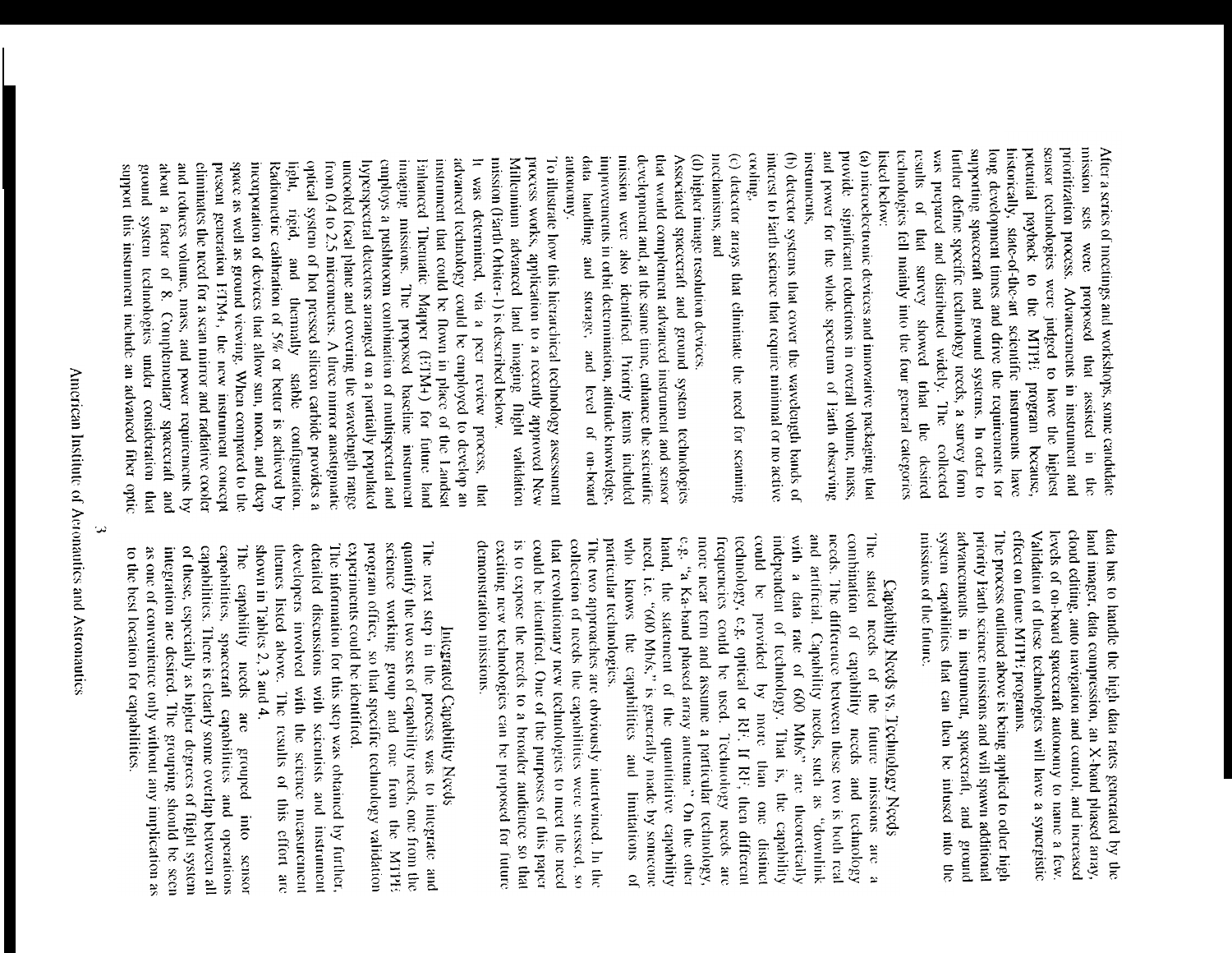After a series of meetings and workshops, some candidate mission sets were proposed that assisted in the prioritization process. Advancements in instrument and sensor technologies were judged to have the highest potential payback to the MTPE program because, historically, state-of-the-art scientific instruments have long development times and drive the requirements for supporting spacecraft and ground systems. In order to further define specific technology needs, a survey form was prepared and distributed widely. The collected results of that survey showed that the desired technologies fell mainly into the four general categories listed below:

(a) microelectronic devices and innovative packaging that provide significant reductions in overall volume, mass, and power for the whole spectrum of Earth observing instruments,

(b) detector systems that cover the wavelength bands of interest to Earth science that require minimal or no active cooling,

(c) detector arrays that eliminate the need for scanning mechanisms, and

(d) higher image resolution devices.

Associated spacecraft and ground system technologies that would complement advanced instrument and sensor development and, at the same time, enhance the scientific mission were also identified. Priority items included improvements in orbit determination, attitude knowledge, data handling and storage, and level of on-board autonomy.

To illustrate how this hierarchical technology assessment process works, application to a recently approved New Millennium advanced land imaging flight validation mission (Earth Orbiter-1) is described below.

It was determined, via a peer review process, that advanced technology could be employed to develop an instrument that could be flown in place of the Landsat Enhanced Thematic Mapper (ETM+) for future land imaging missions. The proposed baseline instrument employs a pushbroom combination of multispectral and hyperspectral detectors arranged on a partially populated uncooled focal plane and covering the wavelength range from 0.4 to 2.5 micrometers. A three mirror anastigmatic optical system of hot pressed silicon carbide provides a light, rigid, and thermally stable configuration. Radiometric calibration of 5% or better is achieved by incorporation of devices that allow sun, moon, and deep space as well as ground viewing. When compared to the present generation ETM+, the new instrument concept eliminates the need for a scan mirror and radiative cooler and reduces volume, mass, and power requirements by about a factor of 8. Complementary spacecraft and ground system technologies under consideration that support this instrument include an advanced fiber optic data bus to handle the high data rates generated by the land imager, data compression, an X-band phased array, cloud editing, auto navigation and control, and increased levels of on-board spacecraft autonomy to name a few. Validation of these technologies will have a synergistic effect on future MTPE programs.

The process outlined above is being applied to other high priority Earth science missions and will spawn additional advancements in instrument, spacecraft, and ground system capabilities that can then be infused into the missions of the future.

## Capability Needs vs. Technology Needs

The stated needs of the future missions are a combination of capability needs and technology needs. The difference between these two is both real and artificial. Capability needs, such as "downlink with a data rate of 600 Mb/s" are theoretically independent of technology. That is, the capability could be provided by more than one distinct technology, e.g. optical or RF. If RF, then different frequencies could be used. Technology needs are more near term and assume a particular technology, e.g. "a Ka-band phased array antenna". On the other hand, the statement of the quantitative capability need, i.e. "600 Mb/s," is generally made by someone who knows the capabilities and limitations of particular technologies.

The two approaches are obviously intertwined. In the collection of needs the capabilities were stressed, so that revolutionary new technologies to meet the need could be identified. One of the purposes of this paper is to expose the needs to a broader audience so that exciting new technologies can be proposed for future demonstration missions.

## Integrated Capability Needs

The next step in the process was to integrate and quantify the two sets of capability needs, one from the science working group and one from the MTPE program office, so that specific technology validation experiments could be identified.

The information for this step was obtained by further, detailed discussions with scientists and instrument developers involved with the science measurement themes listed above. The results of this effort are shown in Tables 2, 3 and 4.

The capability needs are grouped into sensor capabilities, spacecraft capabilities and operations capabilities. There is clearly some overlap between all of these, especially as higher degrees of flight system integration are desired. The grouping should be seen as one of convenience only without any implication as to the best location for capabilities.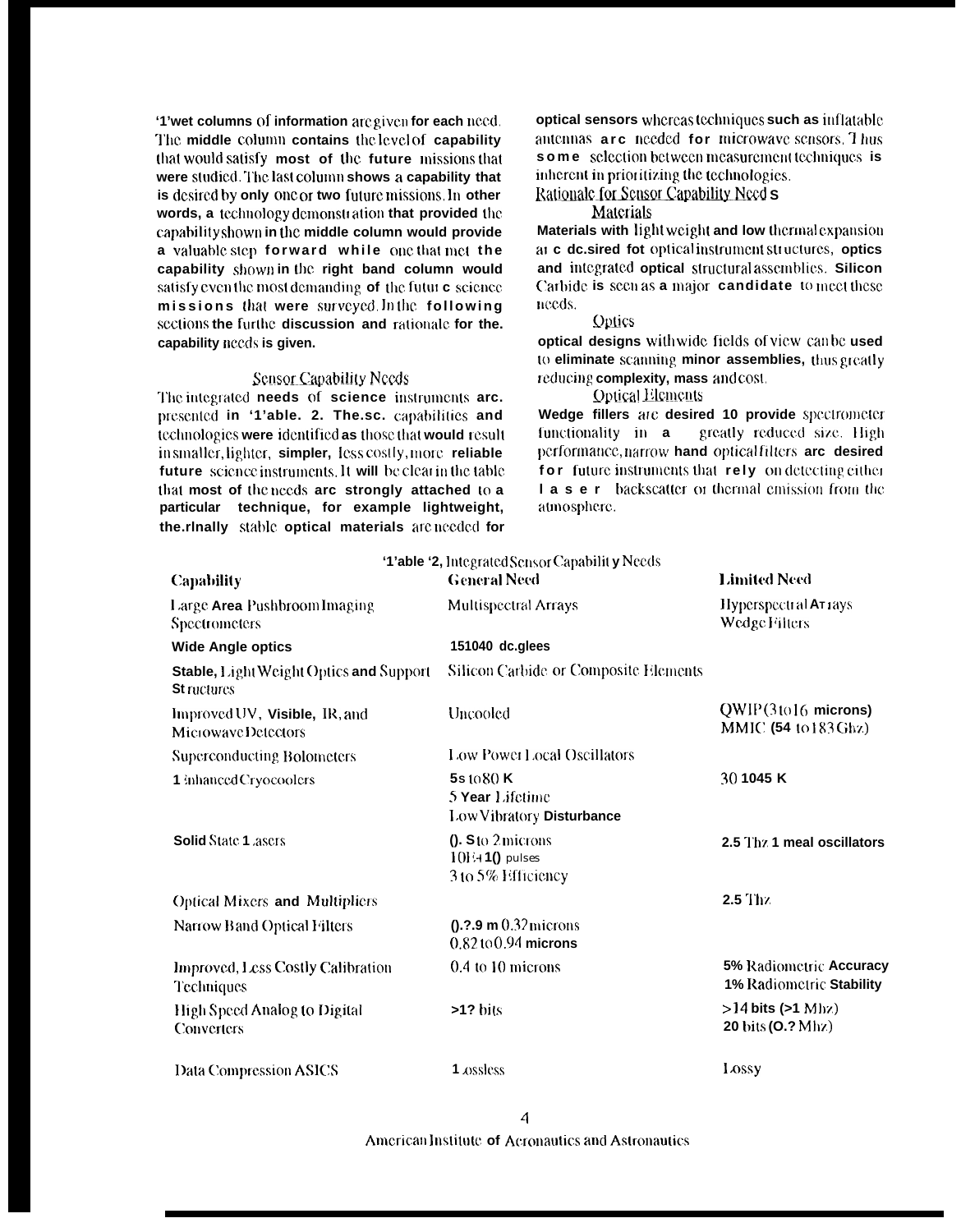'1'wet columns of information are given for each need. The middle column contains the level of capability that would satisfy most of the future missions that were studied. The last column shows a capability that is desired by only one or two future missions. In other words, a technology demonstration that provided the capability shown in the middle column would provide a valuable step forward while one that met the capability shown in the right band column would satisfy even the most demanding of the futur c science missions that were surveyed. In the following sections the furthe discussion and rationale for the. capability needs is given.

## Sensor Capability Needs

The integrated needs of science instruments arc. presented in '1'able. 2. The.sc. capabilities and technologies were identified as those that would result in smaller, lighter, simpler, less costly, more reliable future science instruments. It will be clear in the table that most of the needs arc strongly attached to a particular technique, for example lightweight, the.rlnally stable optical materials are needed for optical sensors whereas techniques such as inflatable antennas arc needed for microwave sensors. Thus some selection between measurement techniques is inherent in prioritizing the technologies.

## Rationale for Sensor Capability Needs

### Materials

Materials with light weight and low thermal expansion ar c dc.sired fot optical instrument structures, optics and integrated optical structural assemblies. Silicon Carbide is seen as a major candidate to meet these needs.

### Optics

optical designs with wide fields of view can be used to eliminate scanning minor assemblies, thus greatly reducing complexity, mass and cost.

### Optical Elements

Wedge fillers are desired 10 provide spectrometer functionality in a greatly reduced size. High performance, narrow hand optical filters arc desired for future instruments that rely on detecting either laser backscatter or thermal emission from the atmosphere.

'1'able '2, Integrated Sensor Capabilit y Needs

| Capability | General Need | Limited Need |
|---|---|---|
| Large Area Pushbroom Imaging Spectrometers | Multispectral Arrays | Hyperspectral Arrays<br>Wedge Filters |
| Wide Angle optics | 151040 dc.glees | |
| Stable, Light Weight Optics and Support Structures | Silicon Carbide or Composite Elements | |
| Improved UV, Visible, IR, and Microwave Detectors | Uncooled | QWIP (3 to 16 microns)<br>MMIC (54 to 183 Ghz) |
| Superconducting Bolometers | Low Power Local Oscillators | |
| 1 inhanced Cryocoolers | 5s to 80 K<br>5 Year Lifetime<br>Low Vibratory Disturbance | 30 1045 K |
| Solid State 1 asers | (). S to 2 microns<br>10E+1() pulses<br>3 to 5% Efficiency | 2.5 Thz 1 meal oscillators |
| Optical Mixers and Multipliers | | 2.5 Thz |
| Narrow Band Optical Filters | ().?.9 m 0.32 microns<br>0.82 to 0.94 microns | |
| Improved, Less Costly Calibration Techniques | 0.4 to 10 microns | 5% Radiometric Accuracy<br>1% Radiometric Stability |
| High Speed Analog to Digital Converters | >1? bits | >14 bits (>1 Mhz)<br>20 bits (O.? Mhz) |
| Data Compression ASICS | 1 ossless | Lossy |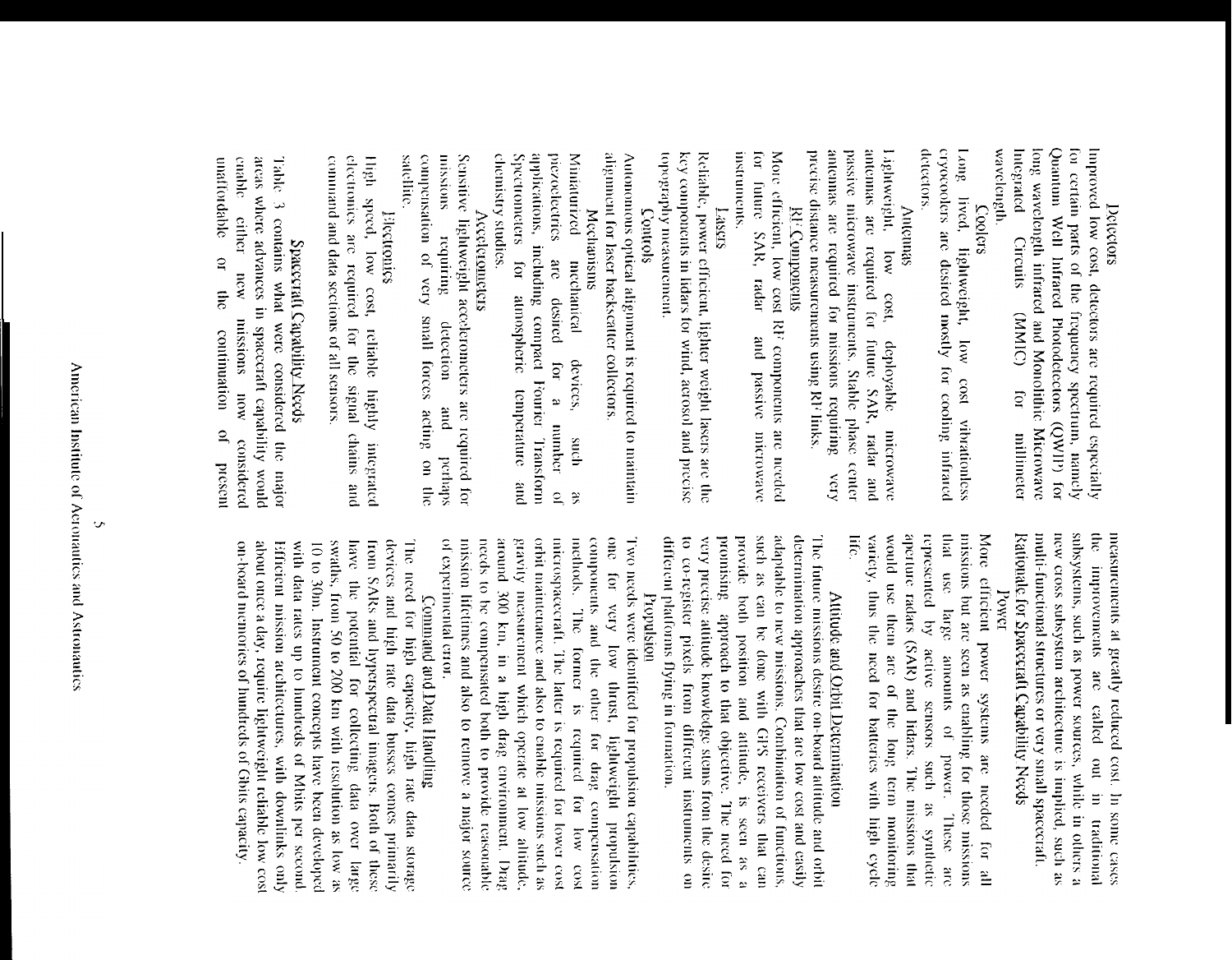### Detectors

Improved low cost, detectors are required especially for certain parts of the frequency spectrum, namely Quantum Well Infrared Photodetectors (QWIP) for long wavelength infrared and Monolithic Microwave Integrated Circuits (MMIC) for millimeter wavelength.

### Coolers

Long lived, lightweight, low cost vibrationless cryocoolers are desired mostly for cooling infrared detectors.

### Antennas

Lightweight, low cost, deployable microwave antennas are required for future SAR, radar and passive microwave instruments. Stable phase center antennas are required for missions requiring very precise distance measurements using RF links.

### RF Components

More efficient, low cost RF components are needed for future SAR, radar and passive microwave instruments.

### Lasers

Reliable, power efficient, lighter weight lasers are the key components in lidars for wind, aerosol and precise topography measurement.

### Controls

Autonomous optical alignment is required to maintain alignment for laser backscatter collectors.

### Mechanisms

Miniaturized mechanical devices, such as piezoelectrics are desired for a number of applications, including compact Fourier Transform Spectrometers for atmospheric temperature and chemistry studies.

### Accelerometers

Sensitive lightweight accelerometers are required for missions requiring detection and perhaps compensation of very small forces acting on the satellite.

### Electronics

High speed, low cost, reliable highly integrated electronics are required for the signal chains and command and data sections of all sensors.

## Spacecraft Capability Needs

Table 3 contains what were considered the major areas where advances in spacecraft capability would enable either new missions now considered unaffordable or the continuation of present measurements at greatly reduced cost. In some cases the improvements are called out in traditional subsystems, such as power sources, while in others a new cross subsystem architecture is implied, such as multi-functional structures or very small spacecraft.

## Rationale for Spacecraft Capability Needs

### Power

More efficient power systems are needed for all missions but are seen as enabling for those missions that use large amounts of power. These are represented by active sensors such as synthetic aperture radars (SAR) and lidars. The missions that would use them are of the long term monitoring variety, thus the need for batteries with high cycle life.

### Attitude and Orbit Determination

The future missions desire on-board attitude and orbit determination approaches that are low cost and easily adaptable to new missions. Combination of functions, such as can be done with GPS receivers that can provide both position and attitude, is seen as a promising approach to that objective. The need for very precise attitude knowledge stems from the desire to co-register pixels from different instruments on different platforms flying in formation.

### Propulsion

Two needs were identified for propulsion capabilities, one for very low thrust, lightweight propulsion components and the other for drag compensation methods. The former is required for low cost microspacecraft. The latter is required for lower cost orbit maintenance and also to enable missions such as gravity measurement which operate at low altitude, around 300 km, in a high drag environment. Drag needs to be compensated both to provide reasonable mission lifetimes and also to remove a major source of experimental error.

### Command and Data Handling

The need for high capacity, high rate data storage devices and high rate data busses comes primarily from SARs and hyperspectral imagers. Both of these have the potential for collecting data over large swaths, from 50 to 200 km with resolution as low as 10 to 30m. Instrument concepts have been developed with data rates up to hundreds of Mbits per second. Efficient mission architectures, with downlinks only about once a day, require lightweight reliable low cost on-board memories of hundreds of Gbits capacity.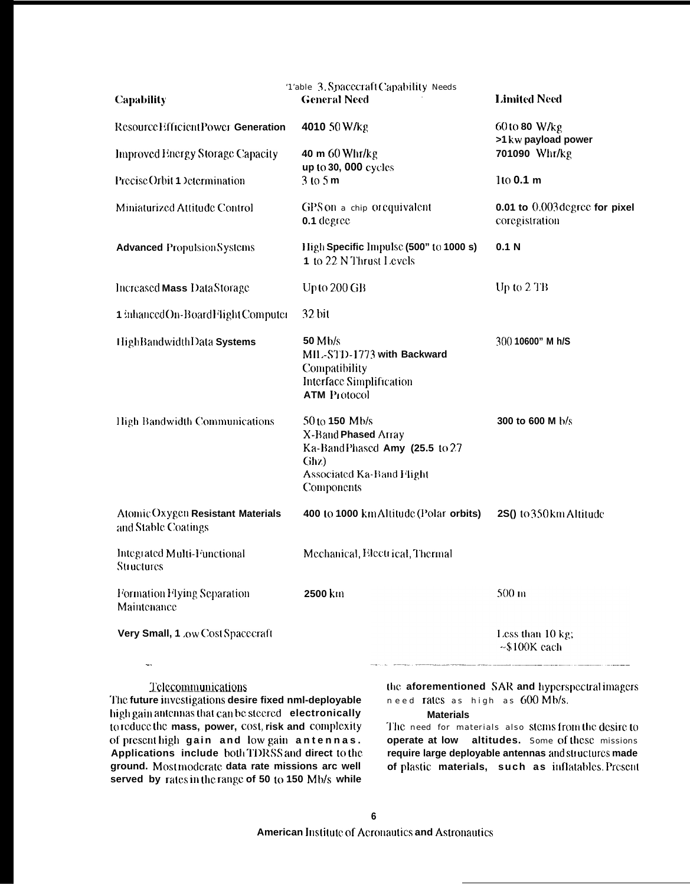Table 3. Spacecraft Capability Needs

| Capability | General Need | Limited Need |
|---|---|---|
| Resource Efficient Power Generation | 4010 50 W/kg | 60 to 80 W/kg<br>>1 kw payload power |
| Improved Energy Storage Capacity | 40 m 60 Whr/kg<br>up to 30, 000 cycles | 701090 Whr/kg |
| Precise Orbit Determination | 3 to 5 m | 1 to 0.1 m |
| Miniaturized Attitude Control | GPS on a chip or equivalent<br>0.1 degree | 0.01 to 0.003 degree for pixel coregistration |
| Advanced Propulsion Systems | High Specific Impulse (500" to 1000 s)<br>1 to 22 N Thrust Levels | 0.1 N |
| Increased Mass Data Storage | Up to 200 GB | Up to 2 TB |
| Enhanced On-Board Flight Computer | 32 bit | |
| High Bandwidth Data Systems | 50 Mb/s<br>MIL-STD-1773 with Backward Compatibility<br>Interface Simplification<br>ATM Protocol | 300 10600" M h/S |
| High Bandwidth Communications | 50 to 150 Mb/s<br>X-Band Phased Array<br>Ka-Band Phased Amy (25.5 to 27 Ghz)<br>Associated Ka-Band Flight Components | 300 to 600 M b/s |
| Atomic Oxygen Resistant Materials and Stable Coatings | 400 to 1000 km Altitude (Polar orbits) | 2S() to 350 km Altitude |
| Integrated Multi-Functional Structures | Mechanical, Electrical, Thermal | |
| Formation Flying Separation Maintenance | 2500 km | 500 m |
| Very Small, Low Cost Spacecraft | | Less than 10 kg;<br>~$100K each |

### Telecommunications

The future investigations desire fixed nml-deployable high gain antennas that can be steered electronically to reduce the mass, power, cost, risk and complexity of present high gain and low gain antennas. Applications include both TDRSS and direct to the ground. Most moderate data rate missions arc well served by rates in the range of 50 to 150 Mb/s while the aforementioned SAR and hyperspectral imagers need rates as high as 600 Mb/s.

### Materials

The need for materials also stems from the desire to operate at low altitudes. Some of these missions require large deployable antennas and structures made of plastic materials, such as inflatables. Present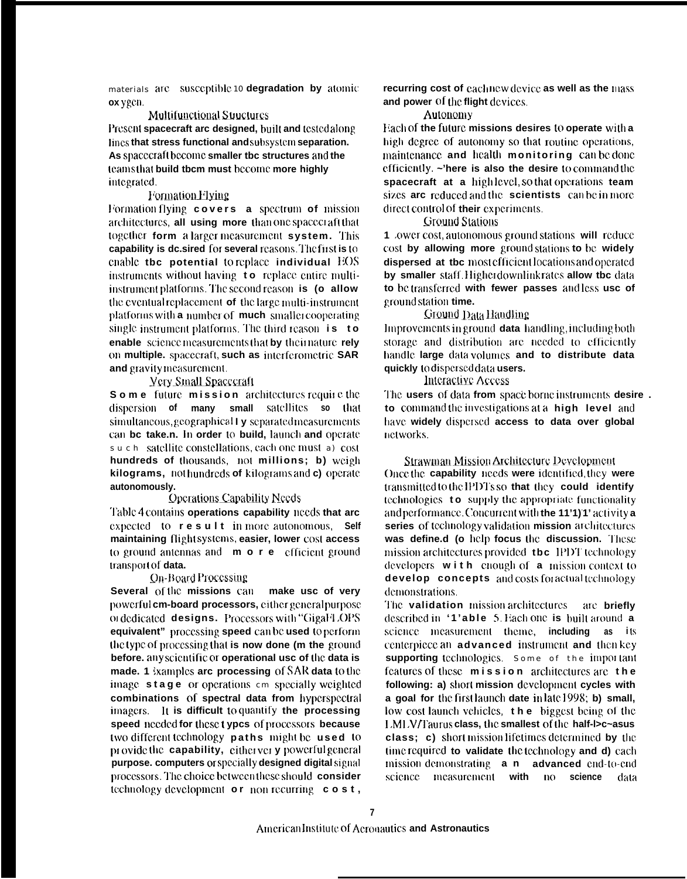materials are susceptible to degradation by atomic oxygen.

### Multifunctional Structures

Present spacecraft are designed, built and tested along lines that stress functional and subsystem separation. As spacecraft become smaller the structures and the teams that build them must become more highly integrated.

### Formation Flying

Formation flying covers a spectrum of mission architectures, all using more than one spacecraft that together form a larger measurement system. This capability is desired for several reasons. The first is to enable the potential to replace individual EOS instruments without having to replace entire multi-instrument platforms. The second reason is to allow the eventual replacement of the large multi-instrument platforms with a number of much smaller cooperating single instrument platforms. The third reason is to enable science measurements that by their nature rely on multiple spacecraft, such as interferometric SAR and gravity measurement.

### Very Small Spacecraft

Some future mission architectures require the dispersion of many small satellites so that simultaneous, geographically separated measurements can be taken. In order to build, launch and operate such satellite constellations, each one must a) cost hundreds of thousands, not millions; b) weigh kilograms, not hundreds of kilograms and c) operate autonomously.

### Operations Capability Needs

Table 4 contains operations capability needs that are expected to result in more autonomous, Self maintaining flight systems, easier, lower cost access to ground antennas and more efficient ground transport of data.

### On-Board Processing

Several of the missions can make use of very powerful on-board processors, either general purpose or dedicated designs. Processors with "GigaFLOPS equivalent" processing speed can be used to perform the type of processing that is now done on the ground before any scientific or operational use of the data is made. Examples are processing of SAR data to the image stage or operations on specially weighted combinations of spectral data from hyperspectral imagers. It is difficult to quantify the processing speed needed for these types of processors because two different technology paths might be used to provide the capability, either very powerful general purpose computers or specially designed digital signal processors. The choice between these should consider technology development or non recurring cost, recurring cost of each new device as well as the mass and power of the flight devices.

### Autonomy

Each of the future missions desires to operate with a high degree of autonomy so that routine operations, maintenance and health monitoring can be done efficiently. There is also the desire to command the spacecraft at a high level, so that operations team sizes are reduced and the scientists can be in more direct control of their experiments.

### Ground Stations

Lower cost, autonomous ground stations will reduce cost by allowing more ground stations to be widely dispersed at the most efficient locations and operated by smaller staff. Higher downlink rates allow the data to be transferred with fewer passes and less use of ground station time.

### Ground Data Handling

Improvements in ground data handling, including both storage and distribution are needed to efficiently handle large data volumes and to distribute data quickly to dispersed data users.

### Interactive Access

The users of data from spaceborne instruments desire to command the investigations at a high level and have widely dispersed access to data over global networks.

## Strawman Mission Architecture Development

Once the capability needs were identified, they were transmitted to the IPDTs so that they could identify technologies to supply the appropriate functionality and performance. Concurrent with the IPDT activity a series of technology validation mission architectures was defined to help focus the discussion. These mission architectures provided the IPDT technology developers with enough of a mission context to develop concepts and costs for actual technology demonstrations.

The validation mission architectures are briefly described in Table 5. Each one is built around a science measurement theme, including as its centerpiece an advanced instrument and then key supporting technologies. Some of the important features of these mission architectures are the following: a) short mission development cycles with a goal for the first launch date in late 1998; b) small, low cost launch vehicles, the biggest being of the LMLV/Taurus class, the smallest of the half-Pegasus class; c) short mission lifetimes determined by the time required to validate the technology and d) each mission demonstrating an advanced end-to-end science measurement with no science data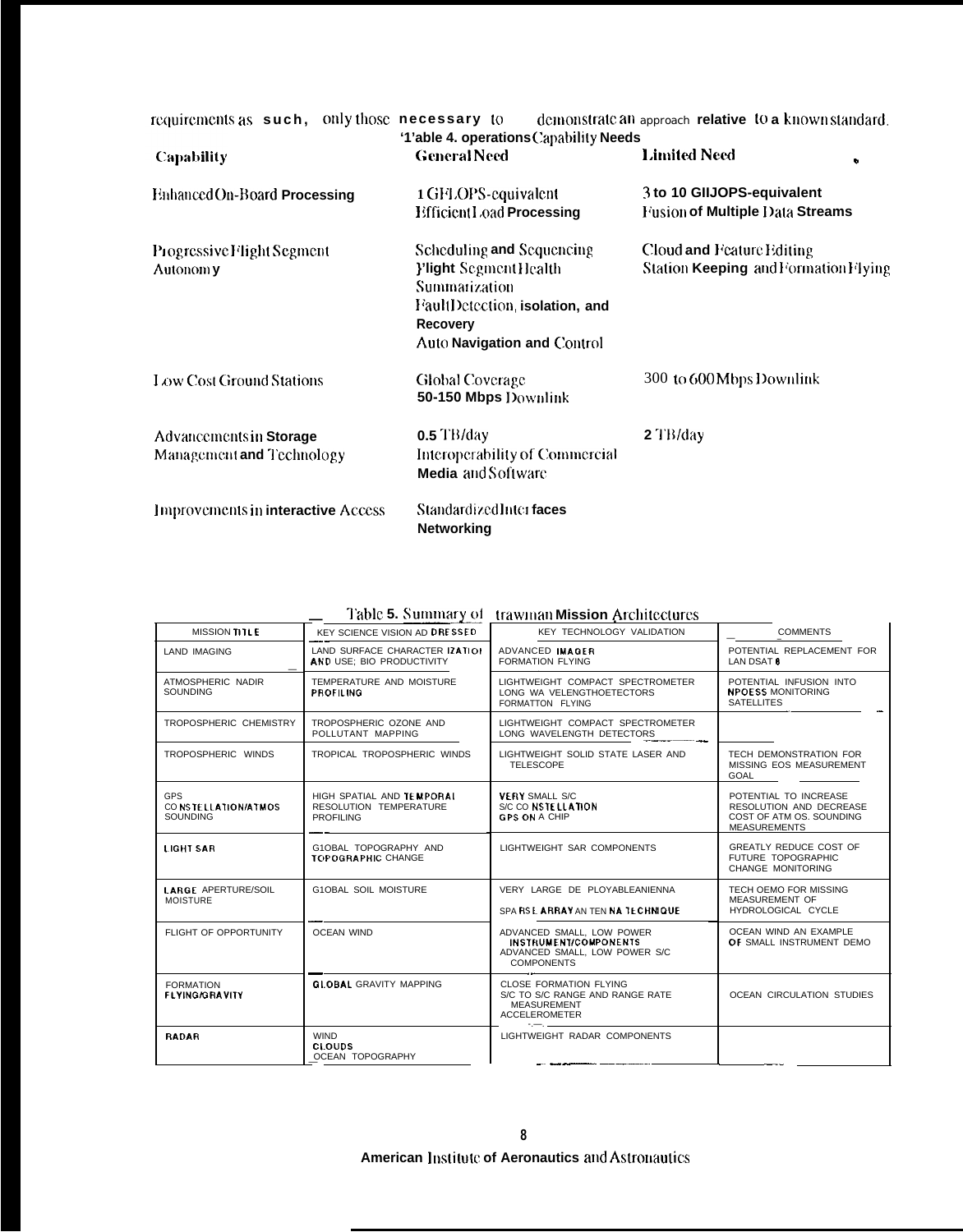requirements as such, only those necessary to demonstrate an approach relative to a known standard.

Table 4. Operations Capability Needs

| Capability | General Need | Limited Need |
|---|---|---|
| Enhanced On-Board Processing | 1 GFLOPS-equivalent<br>Efficient Load Processing | 3 to 10 GFLOPS-equivalent<br>Fusion of Multiple Data Streams |
| Progressive Flight Segment Autonomy | Scheduling and Sequencing<br>Flight Segment Health Summarization<br>Fault Detection, isolation, and Recovery<br>Auto Navigation and Control | Cloud and Feature Editing<br>Station Keeping and Formation Flying |
| Low Cost Ground Stations | Global Coverage<br>50-150 Mbps Downlink | 300 to 600 Mbps Downlink |
| Advancements in Storage Management and Technology | 0.5 TB/day<br>Interoperability of Commercial Media and Software | 2 TB/day |
| Improvements in interactive Access | Standardized Interfaces<br>Networking | |

Table 5. Summary of Strawman Mission Architectures

| MISSION TITLE | KEY SCIENCE VISION ADDRESSED | KEY TECHNOLOGY VALIDATION | COMMENTS |
|---|---|---|---|
| LAND IMAGING | LAND SURFACE CHARACTERIZATION AND USE; BIO PRODUCTIVITY | ADVANCED IMAGER<br>FORMATION FLYING | POTENTIAL REPLACEMENT FOR LANDSAT 8 |
| ATMOSPHERIC NADIR SOUNDING | TEMPERATURE AND MOISTURE PROFILING | LIGHTWEIGHT COMPACT SPECTROMETER<br>LONG WAVELENGTH DETECTORS<br>FORMATION FLYING | POTENTIAL INFUSION INTO NPOESS MONITORING SATELLITES |
| TROPOSPHERIC CHEMISTRY | TROPOSPHERIC OZONE AND POLLUTANT MAPPING | LIGHTWEIGHT COMPACT SPECTROMETER<br>LONG WAVELENGTH DETECTORS | |
| TROPOSPHERIC WINDS | TROPICAL TROPOSPHERIC WINDS | LIGHTWEIGHT SOLID STATE LASER AND TELESCOPE | TECH DEMONSTRATION FOR MISSING EOS MEASUREMENT GOAL |
| GPS CONSTELLATION/ATMOS SOUNDING | HIGH SPATIAL AND TEMPORAL RESOLUTION TEMPERATURE PROFILING | VERY SMALL S/C<br>S/C CONSTELLATION<br>GPS ON A CHIP | POTENTIAL TO INCREASE RESOLUTION AND DECREASE COST OF ATMOS. SOUNDING MEASUREMENTS |
| LIGHT SAR | GLOBAL TOPOGRAPHY AND TOPOGRAPHIC CHANGE | LIGHTWEIGHT SAR COMPONENTS | GREATLY REDUCE COST OF FUTURE TOPOGRAPHIC CHANGE MONITORING |
| LARGE APERTURE/SOIL MOISTURE | GLOBAL SOIL MOISTURE | VERY LARGE DEPLOYABLE ANTENNA<br>SPARSE ARRAY ANTENNA TECHNIQUE | TECH DEMO FOR MISSING MEASUREMENT OF HYDROLOGICAL CYCLE |
| FLIGHT OF OPPORTUNITY | OCEAN WIND | ADVANCED SMALL, LOW POWER INSTRUMENT/COMPONENTS<br>ADVANCED SMALL, LOW POWER S/C COMPONENTS | OCEAN WIND AN EXAMPLE OF SMALL INSTRUMENT DEMO |
| FORMATION FLYING/GRAVITY | GLOBAL GRAVITY MAPPING | CLOSE FORMATION FLYING<br>S/C TO S/C RANGE AND RANGE RATE MEASUREMENT<br>ACCELEROMETER | OCEAN CIRCULATION STUDIES |
| RADAR | WIND<br>CLOUDS<br>OCEAN TOPOGRAPHY | LIGHTWEIGHT RADAR COMPONENTS | |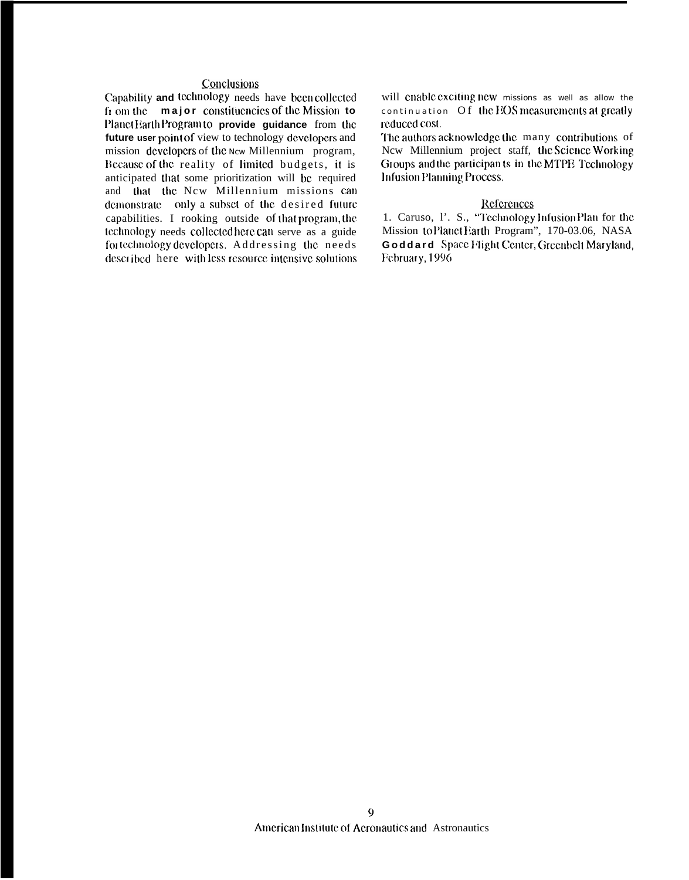## Conclusions

Capability and technology needs have been collected from the major constituencies of the Mission to Planet Earth Program to provide guidance from the future user point of view to technology developers and mission developers of the New Millennium program, Because of the reality of limited budgets, it is anticipated that some prioritization will be required and that the New Millennium missions can demonstrate only a subset of the desired future capabilities. I rooking outside of that program, the technology needs collected here can serve as a guide for technology developers. Addressing the needs described here with less resource intensive solutions will enable exciting new missions as well as allow the continuation Of the EOS measurements at greatly reduced cost.

The authors acknowledge the many contributions of New Millennium project staff, the Science Working Groups and the participants in the MTPE Technology Infusion Planning Process.

## References

1. Caruso, P. S., "Technology Infusion Plan for the Mission to Planet Earth Program", 170-03.06, NASA Goddard Space Flight Center, Greenbelt Maryland, February, 1996